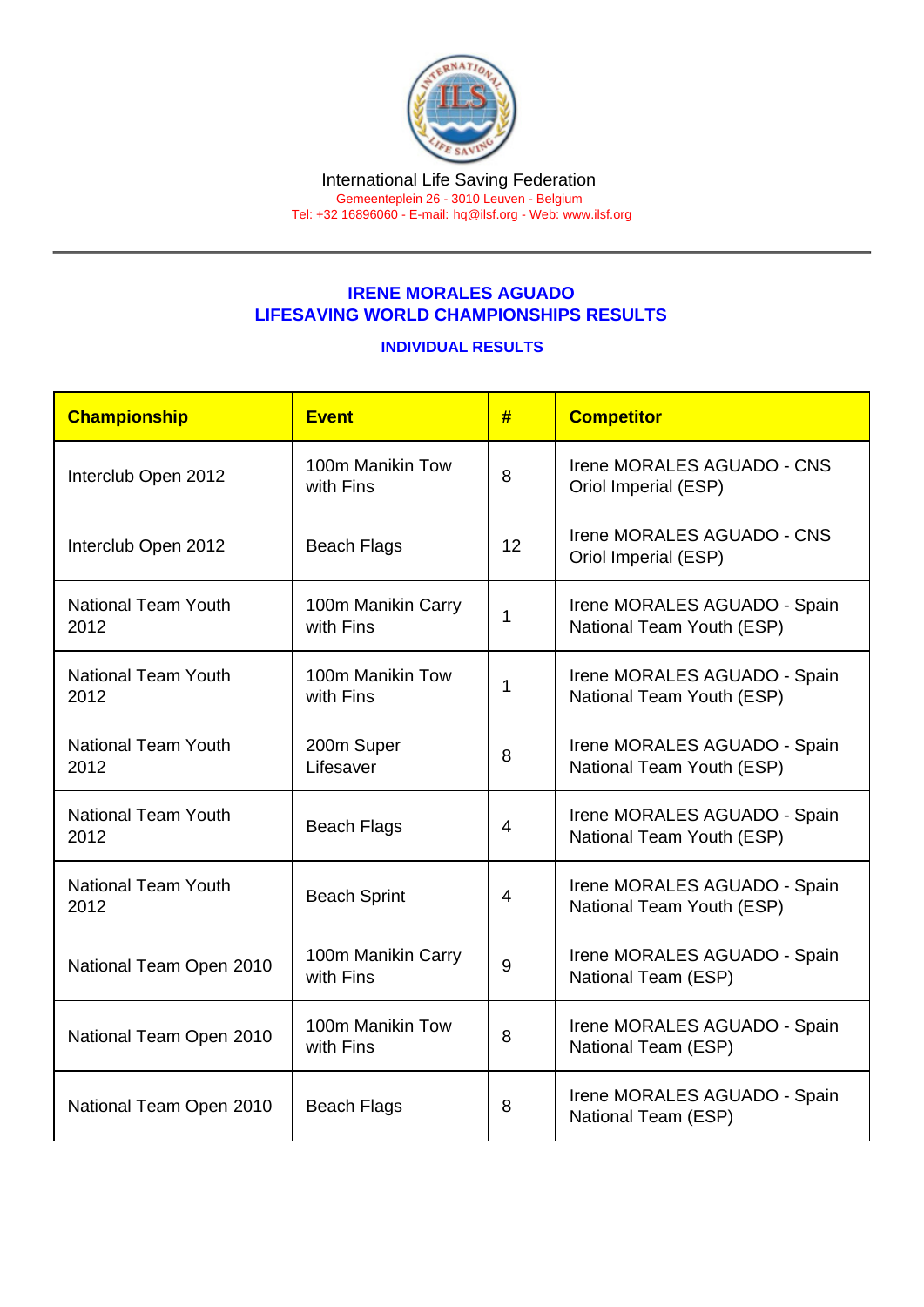International Life Saving Federation
Gemeenteplein 26 - 3010 Leuven - Belgium
Tel: +32 16896060 - E-mail: hq@ilsf.org - Web: www.ilsf.org

## IRENE MORALES AGUADO
## LIFESAVING WORLD CHAMPIONSHIPS RESULTS

### INDIVIDUAL RESULTS

| Championship | Event | # | Competitor |
|---|---|---|---|
| Interclub Open 2012 | 100m Manikin Tow with Fins | 8 | Irene MORALES AGUADO - CNS Oriol Imperial (ESP) |
| Interclub Open 2012 | Beach Flags | 12 | Irene MORALES AGUADO - CNS Oriol Imperial (ESP) |
| National Team Youth 2012 | 100m Manikin Carry with Fins | 1 | Irene MORALES AGUADO - Spain National Team Youth (ESP) |
| National Team Youth 2012 | 100m Manikin Tow with Fins | 1 | Irene MORALES AGUADO - Spain National Team Youth (ESP) |
| National Team Youth 2012 | 200m Super Lifesaver | 8 | Irene MORALES AGUADO - Spain National Team Youth (ESP) |
| National Team Youth 2012 | Beach Flags | 4 | Irene MORALES AGUADO - Spain National Team Youth (ESP) |
| National Team Youth 2012 | Beach Sprint | 4 | Irene MORALES AGUADO - Spain National Team Youth (ESP) |
| National Team Open 2010 | 100m Manikin Carry with Fins | 9 | Irene MORALES AGUADO - Spain National Team (ESP) |
| National Team Open 2010 | 100m Manikin Tow with Fins | 8 | Irene MORALES AGUADO - Spain National Team (ESP) |
| National Team Open 2010 | Beach Flags | 8 | Irene MORALES AGUADO - Spain National Team (ESP) |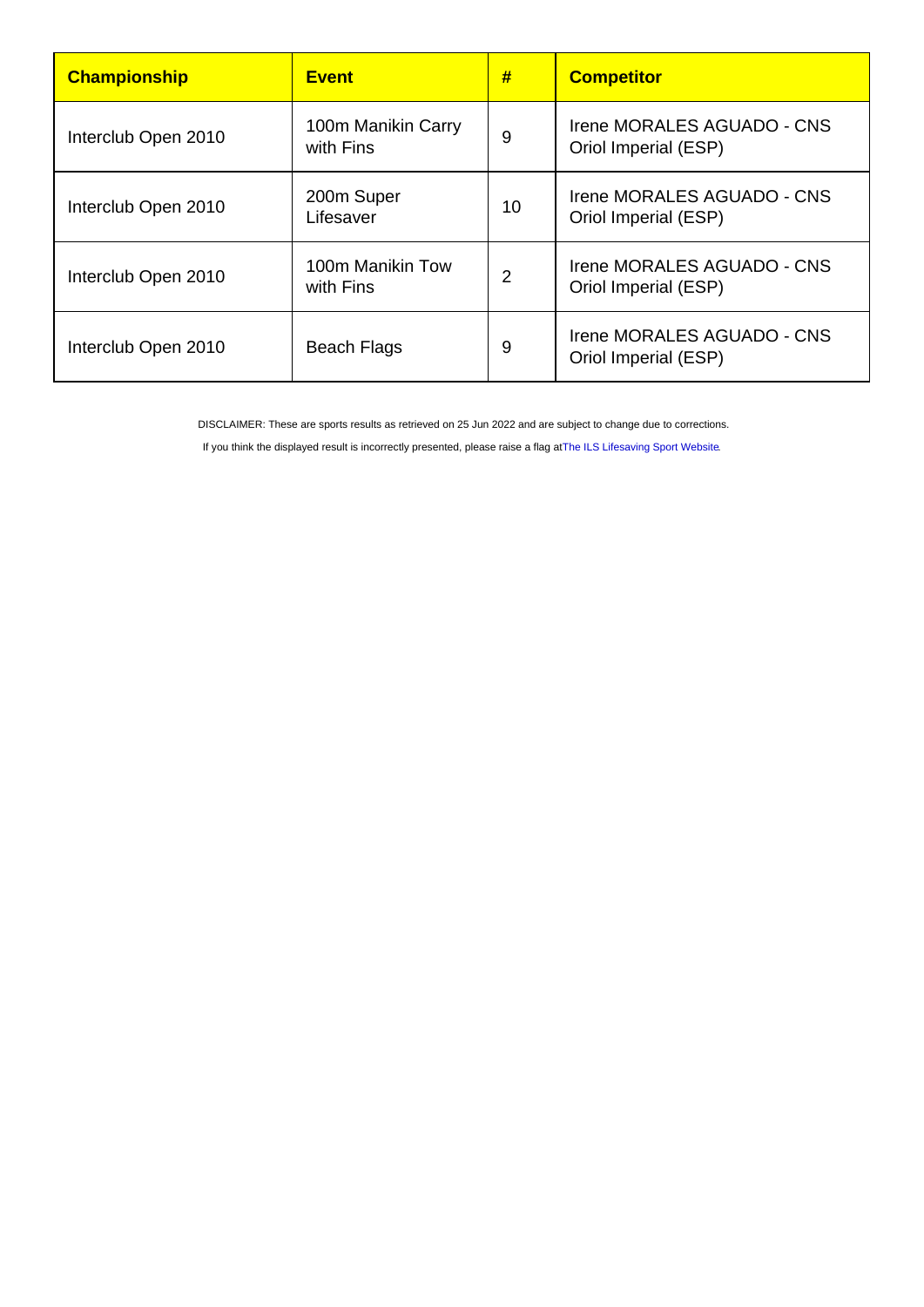| Championship | Event | # | Competitor |
|---|---|---|---|
| Interclub Open 2010 | 100m Manikin Carry with Fins | 9 | Irene MORALES AGUADO - CNS Oriol Imperial (ESP) |
| Interclub Open 2010 | 200m Super Lifesaver | 10 | Irene MORALES AGUADO - CNS Oriol Imperial (ESP) |
| Interclub Open 2010 | 100m Manikin Tow with Fins | 2 | Irene MORALES AGUADO - CNS Oriol Imperial (ESP) |
| Interclub Open 2010 | Beach Flags | 9 | Irene MORALES AGUADO - CNS Oriol Imperial (ESP) |

DISCLAIMER: These are sports results as retrieved on 25 Jun 2022 and are subject to change due to corrections.

If you think the displayed result is incorrectly presented, please raise a flag at The ILS Lifesaving Sport Website.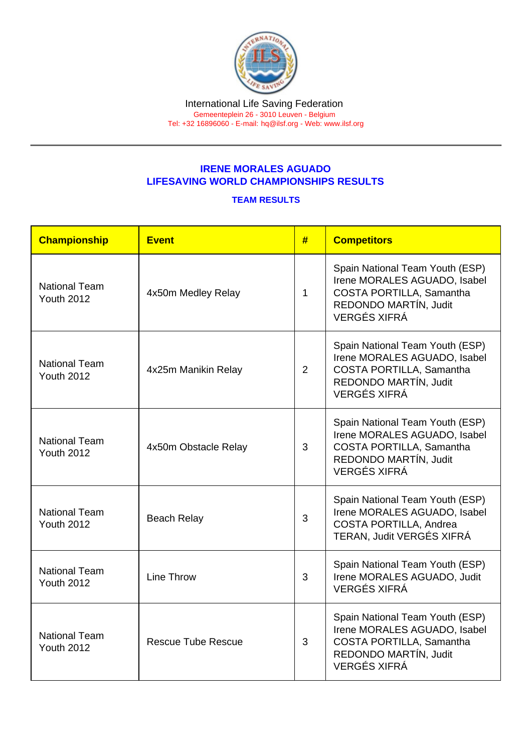International Life Saving Federation
Gemeenteplein 26 - 3010 Leuven - Belgium
Tel: +32 16896060 - E-mail: hq@ilsf.org - Web: www.ilsf.org

## IRENE MORALES AGUADO
## LIFESAVING WORLD CHAMPIONSHIPS RESULTS

### TEAM RESULTS

| Championship | Event | # | Competitors |
|---|---|---|---|
| National Team Youth 2012 | 4x50m Medley Relay | 1 | Spain National Team Youth (ESP) Irene MORALES AGUADO, Isabel COSTA PORTILLA, Samantha REDONDO MARTÍN, Judit VERGÉS XIFRÁ |
| National Team Youth 2012 | 4x25m Manikin Relay | 2 | Spain National Team Youth (ESP) Irene MORALES AGUADO, Isabel COSTA PORTILLA, Samantha REDONDO MARTÍN, Judit VERGÉS XIFRÁ |
| National Team Youth 2012 | 4x50m Obstacle Relay | 3 | Spain National Team Youth (ESP) Irene MORALES AGUADO, Isabel COSTA PORTILLA, Samantha REDONDO MARTÍN, Judit VERGÉS XIFRÁ |
| National Team Youth 2012 | Beach Relay | 3 | Spain National Team Youth (ESP) Irene MORALES AGUADO, Isabel COSTA PORTILLA, Andrea TERAN, Judit VERGÉS XIFRÁ |
| National Team Youth 2012 | Line Throw | 3 | Spain National Team Youth (ESP) Irene MORALES AGUADO, Judit VERGÉS XIFRÁ |
| National Team Youth 2012 | Rescue Tube Rescue | 3 | Spain National Team Youth (ESP) Irene MORALES AGUADO, Isabel COSTA PORTILLA, Samantha REDONDO MARTÍN, Judit VERGÉS XIFRÁ |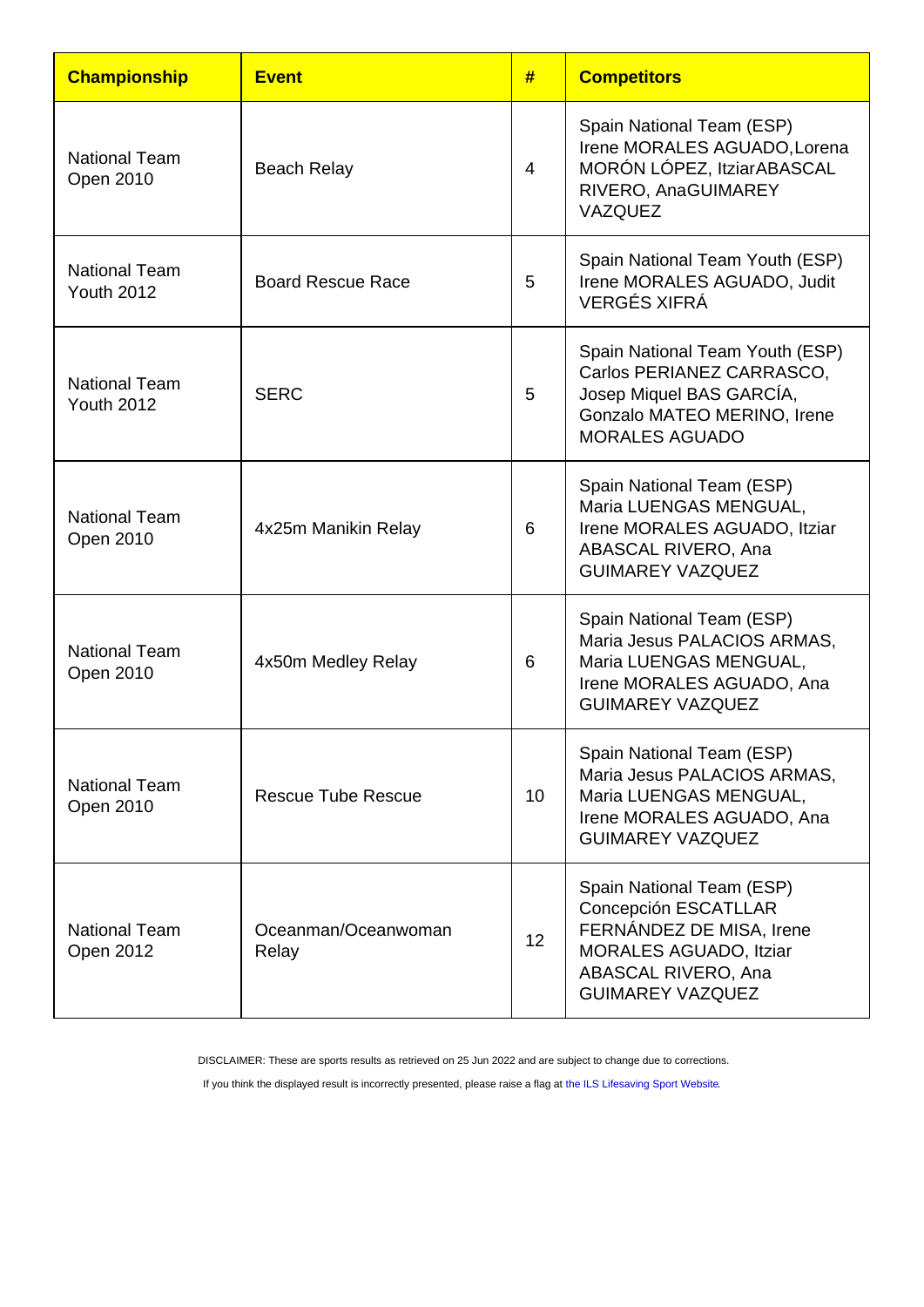| **Championship** | **Event** | **#** | **Competitors** |
|---|---|---|---|
| National Team Open 2010 | Beach Relay | 4 | Spain National Team (ESP) Irene MORALES AGUADO,Lorena MORÓN LÓPEZ, ItziarABASCAL RIVERO, AnaGUIMAREY VAZQUEZ |
| National Team Youth 2012 | Board Rescue Race | 5 | Spain National Team Youth (ESP) Irene MORALES AGUADO, Judit VERGÉS XIFRÁ |
| National Team Youth 2012 | SERC | 5 | Spain National Team Youth (ESP) Carlos PERIANEZ CARRASCO, Josep Miquel BAS GARCÍA, Gonzalo MATEO MERINO, Irene MORALES AGUADO |
| National Team Open 2010 | 4x25m Manikin Relay | 6 | Spain National Team (ESP) Maria LUENGAS MENGUAL, Irene MORALES AGUADO, Itziar ABASCAL RIVERO, Ana GUIMAREY VAZQUEZ |
| National Team Open 2010 | 4x50m Medley Relay | 6 | Spain National Team (ESP) Maria Jesus PALACIOS ARMAS, Maria LUENGAS MENGUAL, Irene MORALES AGUADO, Ana GUIMAREY VAZQUEZ |
| National Team Open 2010 | Rescue Tube Rescue | 10 | Spain National Team (ESP) Maria Jesus PALACIOS ARMAS, Maria LUENGAS MENGUAL, Irene MORALES AGUADO, Ana GUIMAREY VAZQUEZ |
| National Team Open 2012 | Oceanman/Oceanwoman Relay | 12 | Spain National Team (ESP) Concepción ESCATLLAR FERNÁNDEZ DE MISA, Irene MORALES AGUADO, Itziar ABASCAL RIVERO, Ana GUIMAREY VAZQUEZ |

DISCLAIMER: These are sports results as retrieved on 25 Jun 2022 and are subject to change due to corrections.

If you think the displayed result is incorrectly presented, please raise a flag at the ILS Lifesaving Sport Website.